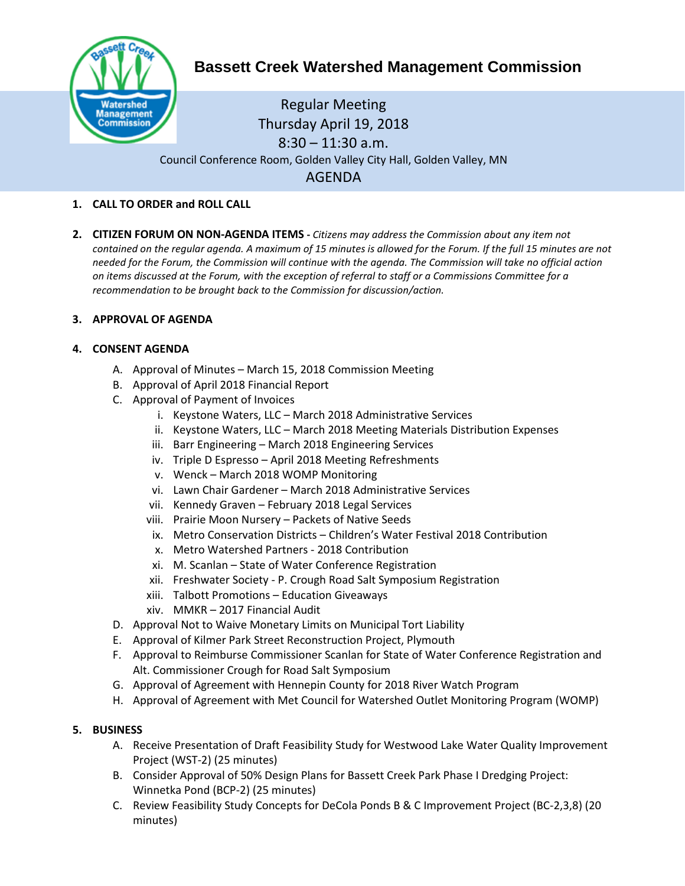# Bassett Creek Watershed Management Commission

Regular Meeting
Thursday April 19, 2018
8:30 – 11:30 a.m.
Council Conference Room, Golden Valley City Hall, Golden Valley, MN

## AGENDA

1. **CALL TO ORDER and ROLL CALL**

2. **CITIZEN FORUM ON NON-AGENDA ITEMS -** *Citizens may address the Commission about any item not contained on the regular agenda. A maximum of 15 minutes is allowed for the Forum. If the full 15 minutes are not needed for the Forum, the Commission will continue with the agenda. The Commission will take no official action on items discussed at the Forum, with the exception of referral to staff or a Commissions Committee for a recommendation to be brought back to the Commission for discussion/action.*

3. **APPROVAL OF AGENDA**

4. **CONSENT AGENDA**
   A. Approval of Minutes – March 15, 2018 Commission Meeting
   B. Approval of April 2018 Financial Report
   C. Approval of Payment of Invoices
      i. Keystone Waters, LLC – March 2018 Administrative Services
      ii. Keystone Waters, LLC – March 2018 Meeting Materials Distribution Expenses
      iii. Barr Engineering – March 2018 Engineering Services
      iv. Triple D Espresso – April 2018 Meeting Refreshments
      v. Wenck – March 2018 WOMP Monitoring
      vi. Lawn Chair Gardener – March 2018 Administrative Services
      vii. Kennedy Graven – February 2018 Legal Services
      viii. Prairie Moon Nursery – Packets of Native Seeds
      ix. Metro Conservation Districts – Children's Water Festival 2018 Contribution
      x. Metro Watershed Partners - 2018 Contribution
      xi. M. Scanlan – State of Water Conference Registration
      xii. Freshwater Society - P. Crough Road Salt Symposium Registration
      xiii. Talbott Promotions – Education Giveaways
      xiv. MMKR – 2017 Financial Audit
   D. Approval Not to Waive Monetary Limits on Municipal Tort Liability
   E. Approval of Kilmer Park Street Reconstruction Project, Plymouth
   F. Approval to Reimburse Commissioner Scanlan for State of Water Conference Registration and Alt. Commissioner Crough for Road Salt Symposium
   G. Approval of Agreement with Hennepin County for 2018 River Watch Program
   H. Approval of Agreement with Met Council for Watershed Outlet Monitoring Program (WOMP)

5. **BUSINESS**
   A. Receive Presentation of Draft Feasibility Study for Westwood Lake Water Quality Improvement Project (WST-2) (25 minutes)
   B. Consider Approval of 50% Design Plans for Bassett Creek Park Phase I Dredging Project: Winnetka Pond (BCP-2) (25 minutes)
   C. Review Feasibility Study Concepts for DeCola Ponds B & C Improvement Project (BC-2,3,8) (20 minutes)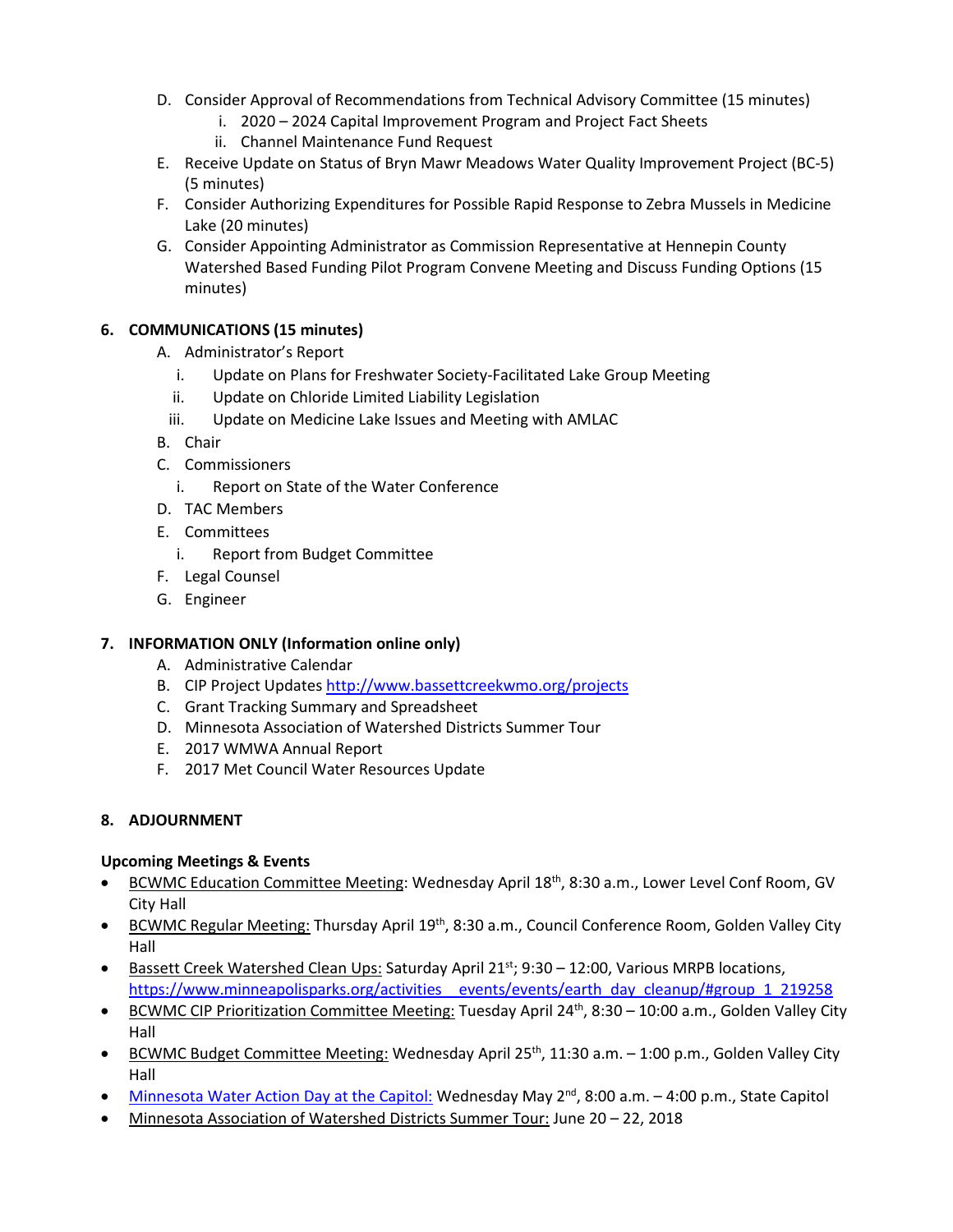D. Consider Approval of Recommendations from Technical Advisory Committee (15 minutes)
    i. 2020 – 2024 Capital Improvement Program and Project Fact Sheets
    ii. Channel Maintenance Fund Request
E. Receive Update on Status of Bryn Mawr Meadows Water Quality Improvement Project (BC-5) (5 minutes)
F. Consider Authorizing Expenditures for Possible Rapid Response to Zebra Mussels in Medicine Lake (20 minutes)
G. Consider Appointing Administrator as Commission Representative at Hennepin County Watershed Based Funding Pilot Program Convene Meeting and Discuss Funding Options (15 minutes)

**6. COMMUNICATIONS (15 minutes)**

A. Administrator's Report
    i. Update on Plans for Freshwater Society-Facilitated Lake Group Meeting
    ii. Update on Chloride Limited Liability Legislation
    iii. Update on Medicine Lake Issues and Meeting with AMLAC
B. Chair
C. Commissioners
    i. Report on State of the Water Conference
D. TAC Members
E. Committees
    i. Report from Budget Committee
F. Legal Counsel
G. Engineer

**7. INFORMATION ONLY (Information online only)**

A. Administrative Calendar
B. CIP Project Updates http://www.bassettcreekwmo.org/projects
C. Grant Tracking Summary and Spreadsheet
D. Minnesota Association of Watershed Districts Summer Tour
E. 2017 WMWA Annual Report
F. 2017 Met Council Water Resources Update

**8. ADJOURNMENT**

**Upcoming Meetings & Events**

- BCWMC Education Committee Meeting: Wednesday April 18th, 8:30 a.m., Lower Level Conf Room, GV City Hall
- BCWMC Regular Meeting: Thursday April 19th, 8:30 a.m., Council Conference Room, Golden Valley City Hall
- Bassett Creek Watershed Clean Ups: Saturday April 21st; 9:30 – 12:00, Various MRPB locations, https://www.minneapolisparks.org/activities__events/events/earth_day_cleanup/#group_1_219258
- BCWMC CIP Prioritization Committee Meeting: Tuesday April 24th, 8:30 – 10:00 a.m., Golden Valley City Hall
- BCWMC Budget Committee Meeting: Wednesday April 25th, 11:30 a.m. – 1:00 p.m., Golden Valley City Hall
- Minnesota Water Action Day at the Capitol: Wednesday May 2nd, 8:00 a.m. – 4:00 p.m., State Capitol
- Minnesota Association of Watershed Districts Summer Tour: June 20 – 22, 2018